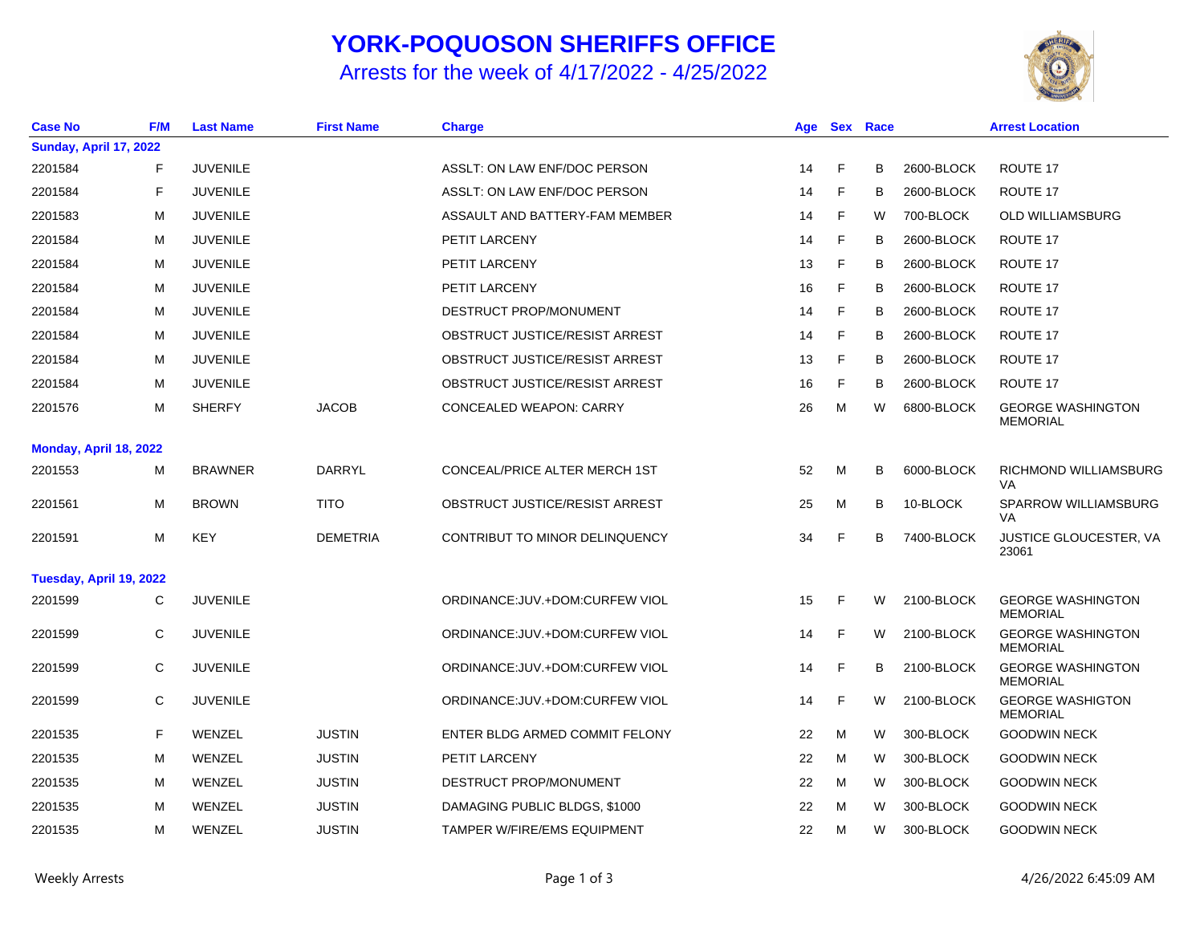# YORK-POQUOSON SHERIFFS OFFICE

## Arrests for the week of 4/17/2022 - 4/25/2022

| Case No | F/M | Last Name | First Name | Charge | Age | Sex | Race | | Arrest Location |
|---|---|---|---|---|---|---|---|---|---|
| **Sunday, April 17, 2022** | | | | | | | | | |
| 2201584 | F | JUVENILE | | ASSLT: ON LAW ENF/DOC PERSON | 14 | F | B | 2600-BLOCK | ROUTE 17 |
| 2201584 | F | JUVENILE | | ASSLT: ON LAW ENF/DOC PERSON | 14 | F | B | 2600-BLOCK | ROUTE 17 |
| 2201583 | M | JUVENILE | | ASSAULT AND BATTERY-FAM MEMBER | 14 | F | W | 700-BLOCK | OLD WILLIAMSBURG |
| 2201584 | M | JUVENILE | | PETIT LARCENY | 14 | F | B | 2600-BLOCK | ROUTE 17 |
| 2201584 | M | JUVENILE | | PETIT LARCENY | 13 | F | B | 2600-BLOCK | ROUTE 17 |
| 2201584 | M | JUVENILE | | PETIT LARCENY | 16 | F | B | 2600-BLOCK | ROUTE 17 |
| 2201584 | M | JUVENILE | | DESTRUCT PROP/MONUMENT | 14 | F | B | 2600-BLOCK | ROUTE 17 |
| 2201584 | M | JUVENILE | | OBSTRUCT JUSTICE/RESIST ARREST | 14 | F | B | 2600-BLOCK | ROUTE 17 |
| 2201584 | M | JUVENILE | | OBSTRUCT JUSTICE/RESIST ARREST | 13 | F | B | 2600-BLOCK | ROUTE 17 |
| 2201584 | M | JUVENILE | | OBSTRUCT JUSTICE/RESIST ARREST | 16 | F | B | 2600-BLOCK | ROUTE 17 |
| 2201576 | M | SHERFY | JACOB | CONCEALED WEAPON: CARRY | 26 | M | W | 6800-BLOCK | GEORGE WASHINGTON MEMORIAL |
| **Monday, April 18, 2022** | | | | | | | | | |
| 2201553 | M | BRAWNER | DARRYL | CONCEAL/PRICE ALTER MERCH 1ST | 52 | M | B | 6000-BLOCK | RICHMOND WILLIAMSBURG VA |
| 2201561 | M | BROWN | TITO | OBSTRUCT JUSTICE/RESIST ARREST | 25 | M | B | 10-BLOCK | SPARROW WILLIAMSBURG VA |
| 2201591 | M | KEY | DEMETRIA | CONTRIBUT TO MINOR DELINQUENCY | 34 | F | B | 7400-BLOCK | JUSTICE GLOUCESTER, VA 23061 |
| **Tuesday, April 19, 2022** | | | | | | | | | |
| 2201599 | C | JUVENILE | | ORDINANCE:JUV.+DOM:CURFEW VIOL | 15 | F | W | 2100-BLOCK | GEORGE WASHINGTON MEMORIAL |
| 2201599 | C | JUVENILE | | ORDINANCE:JUV.+DOM:CURFEW VIOL | 14 | F | W | 2100-BLOCK | GEORGE WASHINGTON MEMORIAL |
| 2201599 | C | JUVENILE | | ORDINANCE:JUV.+DOM:CURFEW VIOL | 14 | F | B | 2100-BLOCK | GEORGE WASHINGTON MEMORIAL |
| 2201599 | C | JUVENILE | | ORDINANCE:JUV.+DOM:CURFEW VIOL | 14 | F | W | 2100-BLOCK | GEORGE WASHIGTON MEMORIAL |
| 2201535 | F | WENZEL | JUSTIN | ENTER BLDG ARMED COMMIT FELONY | 22 | M | W | 300-BLOCK | GOODWIN NECK |
| 2201535 | M | WENZEL | JUSTIN | PETIT LARCENY | 22 | M | W | 300-BLOCK | GOODWIN NECK |
| 2201535 | M | WENZEL | JUSTIN | DESTRUCT PROP/MONUMENT | 22 | M | W | 300-BLOCK | GOODWIN NECK |
| 2201535 | M | WENZEL | JUSTIN | DAMAGING PUBLIC BLDGS, $1000 | 22 | M | W | 300-BLOCK | GOODWIN NECK |
| 2201535 | M | WENZEL | JUSTIN | TAMPER W/FIRE/EMS EQUIPMENT | 22 | M | W | 300-BLOCK | GOODWIN NECK |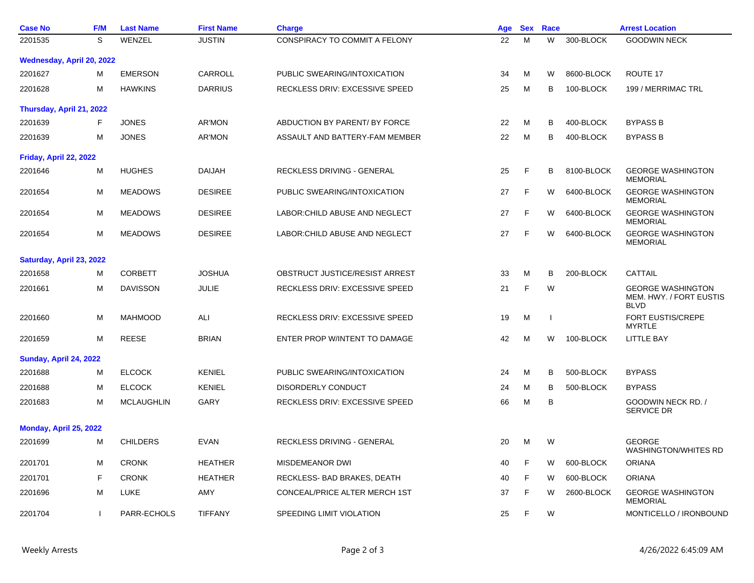| Case No | F/M | Last Name | First Name | Charge | Age | Sex | Race | | Arrest Location |
|---|---|---|---|---|---|---|---|---|---|
| 2201535 | S | WENZEL | JUSTIN | CONSPIRACY TO COMMIT A FELONY | 22 | M | W | 300-BLOCK | GOODWIN NECK |
| **Wednesday, April 20, 2022** | | | | | | | | | |
| 2201627 | M | EMERSON | CARROLL | PUBLIC SWEARING/INTOXICATION | 34 | M | W | 8600-BLOCK | ROUTE 17 |
| 2201628 | M | HAWKINS | DARRIUS | RECKLESS DRIV: EXCESSIVE SPEED | 25 | M | B | 100-BLOCK | 199 / MERRIMAC TRL |
| **Thursday, April 21, 2022** | | | | | | | | | |
| 2201639 | F | JONES | AR'MON | ABDUCTION BY PARENT/ BY FORCE | 22 | M | B | 400-BLOCK | BYPASS B |
| 2201639 | M | JONES | AR'MON | ASSAULT AND BATTERY-FAM MEMBER | 22 | M | B | 400-BLOCK | BYPASS B |
| **Friday, April 22, 2022** | | | | | | | | | |
| 2201646 | M | HUGHES | DAIJAH | RECKLESS DRIVING - GENERAL | 25 | F | B | 8100-BLOCK | GEORGE WASHINGTON MEMORIAL |
| 2201654 | M | MEADOWS | DESIREE | PUBLIC SWEARING/INTOXICATION | 27 | F | W | 6400-BLOCK | GEORGE WASHINGTON MEMORIAL |
| 2201654 | M | MEADOWS | DESIREE | LABOR:CHILD ABUSE AND NEGLECT | 27 | F | W | 6400-BLOCK | GEORGE WASHINGTON MEMORIAL |
| 2201654 | M | MEADOWS | DESIREE | LABOR:CHILD ABUSE AND NEGLECT | 27 | F | W | 6400-BLOCK | GEORGE WASHINGTON MEMORIAL |
| **Saturday, April 23, 2022** | | | | | | | | | |
| 2201658 | M | CORBETT | JOSHUA | OBSTRUCT JUSTICE/RESIST ARREST | 33 | M | B | 200-BLOCK | CATTAIL |
| 2201661 | M | DAVISSON | JULIE | RECKLESS DRIV: EXCESSIVE SPEED | 21 | F | W | | GEORGE WASHINGTON MEM. HWY. / FORT EUSTIS BLVD |
| 2201660 | M | MAHMOOD | ALI | RECKLESS DRIV: EXCESSIVE SPEED | 19 | M | I | | FORT EUSTIS/CREPE MYRTLE |
| 2201659 | M | REESE | BRIAN | ENTER PROP W/INTENT TO DAMAGE | 42 | M | W | 100-BLOCK | LITTLE BAY |
| **Sunday, April 24, 2022** | | | | | | | | | |
| 2201688 | M | ELCOCK | KENIEL | PUBLIC SWEARING/INTOXICATION | 24 | M | B | 500-BLOCK | BYPASS |
| 2201688 | M | ELCOCK | KENIEL | DISORDERLY CONDUCT | 24 | M | B | 500-BLOCK | BYPASS |
| 2201683 | M | MCLAUGHLIN | GARY | RECKLESS DRIV: EXCESSIVE SPEED | 66 | M | B | | GOODWIN NECK RD. / SERVICE DR |
| **Monday, April 25, 2022** | | | | | | | | | |
| 2201699 | M | CHILDERS | EVAN | RECKLESS DRIVING - GENERAL | 20 | M | W | | GEORGE WASHINGTON/WHITES RD |
| 2201701 | M | CRONK | HEATHER | MISDEMEANOR DWI | 40 | F | W | 600-BLOCK | ORIANA |
| 2201701 | F | CRONK | HEATHER | RECKLESS- BAD BRAKES, DEATH | 40 | F | W | 600-BLOCK | ORIANA |
| 2201696 | M | LUKE | AMY | CONCEAL/PRICE ALTER MERCH 1ST | 37 | F | W | 2600-BLOCK | GEORGE WASHINGTON MEMORIAL |
| 2201704 | I | PARR-ECHOLS | TIFFANY | SPEEDING LIMIT VIOLATION | 25 | F | W | | MONTICELLO / IRONBOUND |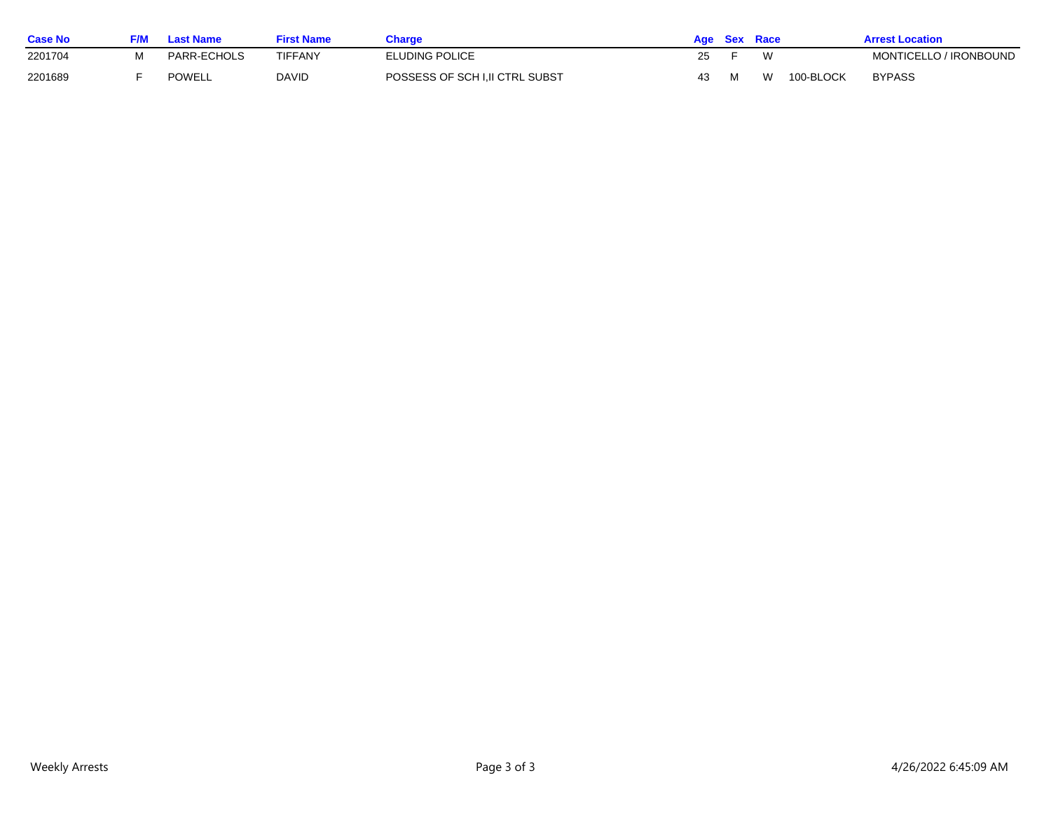| Case No | F/M | Last Name | First Name | Charge | Age | Sex | Race | | Arrest Location |
|---|---|---|---|---|---|---|---|---|---|
| 2201704 | M | PARR-ECHOLS | TIFFANY | ELUDING POLICE | 25 | F | W | | MONTICELLO / IRONBOUND |
| 2201689 | F | POWELL | DAVID | POSSESS OF SCH I,II CTRL SUBST | 43 | M | W | 100-BLOCK | BYPASS |